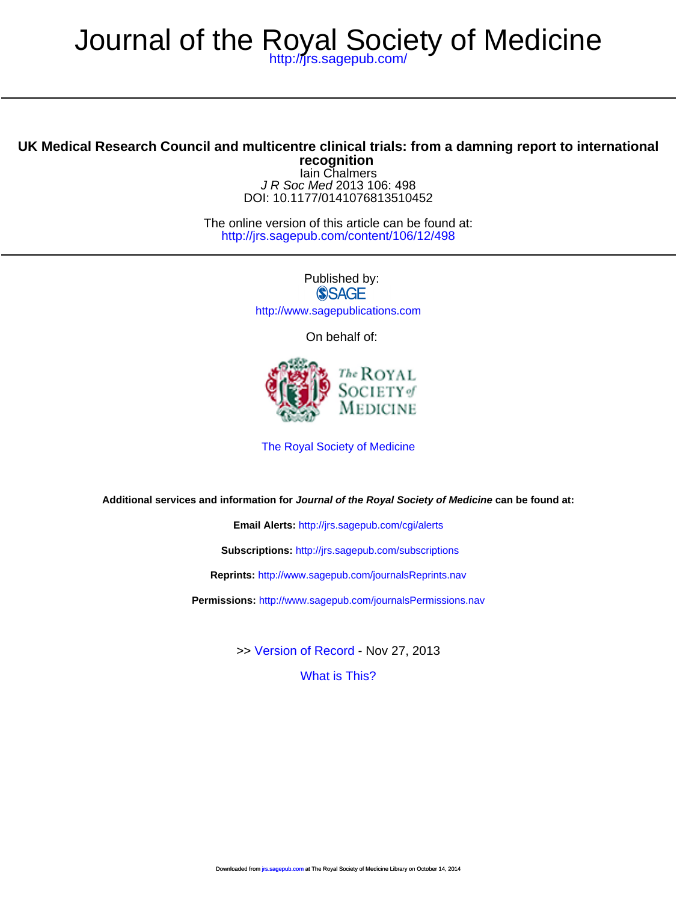# Journal of the Royal Society of Medicine

http://jrs.sagepub.com/

## UK Medical Research Council and multicentre clinical trials: from a damning report to international recognition

Iain Chalmers

*J R Soc Med* 2013 106: 498

DOI: 10.1177/0141076813510452

The online version of this article can be found at:
http://jrs.sagepub.com/content/106/12/498

Published by:

SAGE

http://www.sagepublications.com

On behalf of:

The Royal Society of Medicine

The Royal Society of Medicine

**Additional services and information for *Journal of the Royal Society of Medicine* can be found at:**

**Email Alerts:** http://jrs.sagepub.com/cgi/alerts

**Subscriptions:** http://jrs.sagepub.com/subscriptions

**Reprints:** http://www.sagepub.com/journalsReprints.nav

**Permissions:** http://www.sagepub.com/journalsPermissions.nav

>> Version of Record - Nov 27, 2013

What is This?

Downloaded from jrs.sagepub.com at The Royal Society of Medicine Library on October 14, 2014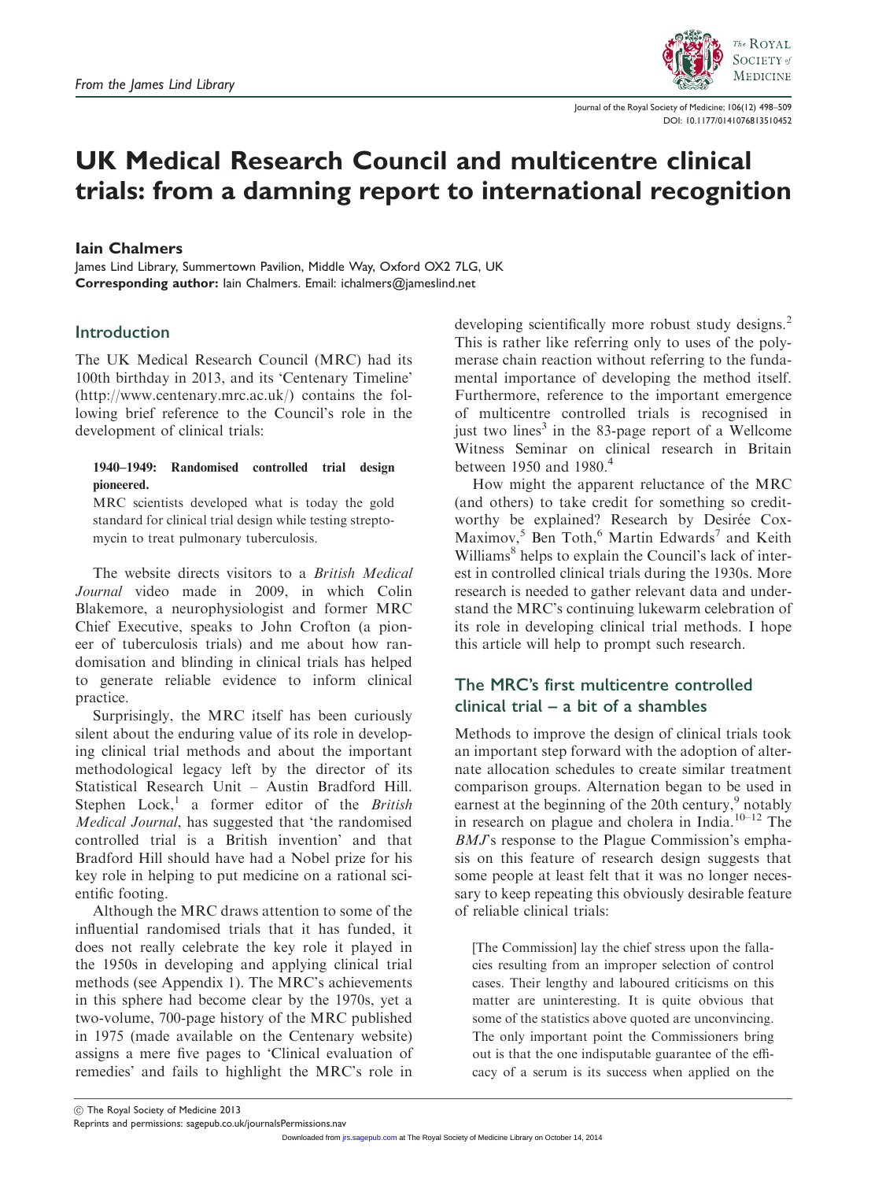# UK Medical Research Council and multicentre clinical trials: from a damning report to international recognition

**Iain Chalmers**

James Lind Library, Summertown Pavilion, Middle Way, Oxford OX2 7LG, UK
**Corresponding author:** Iain Chalmers. Email: ichalmers@jameslind.net

## Introduction

The UK Medical Research Council (MRC) had its 100th birthday in 2013, and its 'Centenary Timeline' (http://www.centenary.mrc.ac.uk/) contains the following brief reference to the Council's role in the development of clinical trials:

> **1940–1949: Randomised controlled trial design pioneered.**
> MRC scientists developed what is today the gold standard for clinical trial design while testing streptomycin to treat pulmonary tuberculosis.

The website directs visitors to a *British Medical Journal* video made in 2009, in which Colin Blakemore, a neurophysiologist and former MRC Chief Executive, speaks to John Crofton (a pioneer of tuberculosis trials) and me about how randomisation and blinding in clinical trials has helped to generate reliable evidence to inform clinical practice.

Surprisingly, the MRC itself has been curiously silent about the enduring value of its role in developing clinical trial methods and about the important methodological legacy left by the director of its Statistical Research Unit – Austin Bradford Hill. Stephen Lock,[1] a former editor of the *British Medical Journal*, has suggested that 'the randomised controlled trial is a British invention' and that Bradford Hill should have had a Nobel prize for his key role in helping to put medicine on a rational scientific footing.

Although the MRC draws attention to some of the influential randomised trials that it has funded, it does not really celebrate the key role it played in the 1950s in developing and applying clinical trial methods (see Appendix 1). The MRC's achievements in this sphere had become clear by the 1970s, yet a two-volume, 700-page history of the MRC published in 1975 (made available on the Centenary website) assigns a mere five pages to 'Clinical evaluation of remedies' and fails to highlight the MRC's role in developing scientifically more robust study designs.[2] This is rather like referring only to uses of the polymerase chain reaction without referring to the fundamental importance of developing the method itself. Furthermore, reference to the important emergence of multicentre controlled trials is recognised in just two lines[3] in the 83-page report of a Wellcome Witness Seminar on clinical research in Britain between 1950 and 1980.[4]

How might the apparent reluctance of the MRC (and others) to take credit for something so creditworthy be explained? Research by Desirée Cox-Maximov,[5] Ben Toth,[6] Martin Edwards[7] and Keith Williams[8] helps to explain the Council's lack of interest in controlled clinical trials during the 1930s. More research is needed to gather relevant data and understand the MRC's continuing lukewarm celebration of its role in developing clinical trial methods. I hope this article will help to prompt such research.

## The MRC's first multicentre controlled clinical trial – a bit of a shambles

Methods to improve the design of clinical trials took an important step forward with the adoption of alternate allocation schedules to create similar treatment comparison groups. Alternation began to be used in earnest at the beginning of the 20th century,[9] notably in research on plague and cholera in India.[10–12] The *BMJ*'s response to the Plague Commission's emphasis on this feature of research design suggests that some people at least felt that it was no longer necessary to keep repeating this obviously desirable feature of reliable clinical trials:

> [The Commission] lay the chief stress upon the fallacies resulting from an improper selection of control cases. Their lengthy and laboured criticisms on this matter are uninteresting. It is quite obvious that some of the statistics above quoted are unconvincing. The only important point the Commissioners bring out is that the one indisputable guarantee of the efficacy of a serum is its success when applied on the

© The Royal Society of Medicine 2013
Reprints and permissions: sagepub.co.uk/journalsPermissions.nav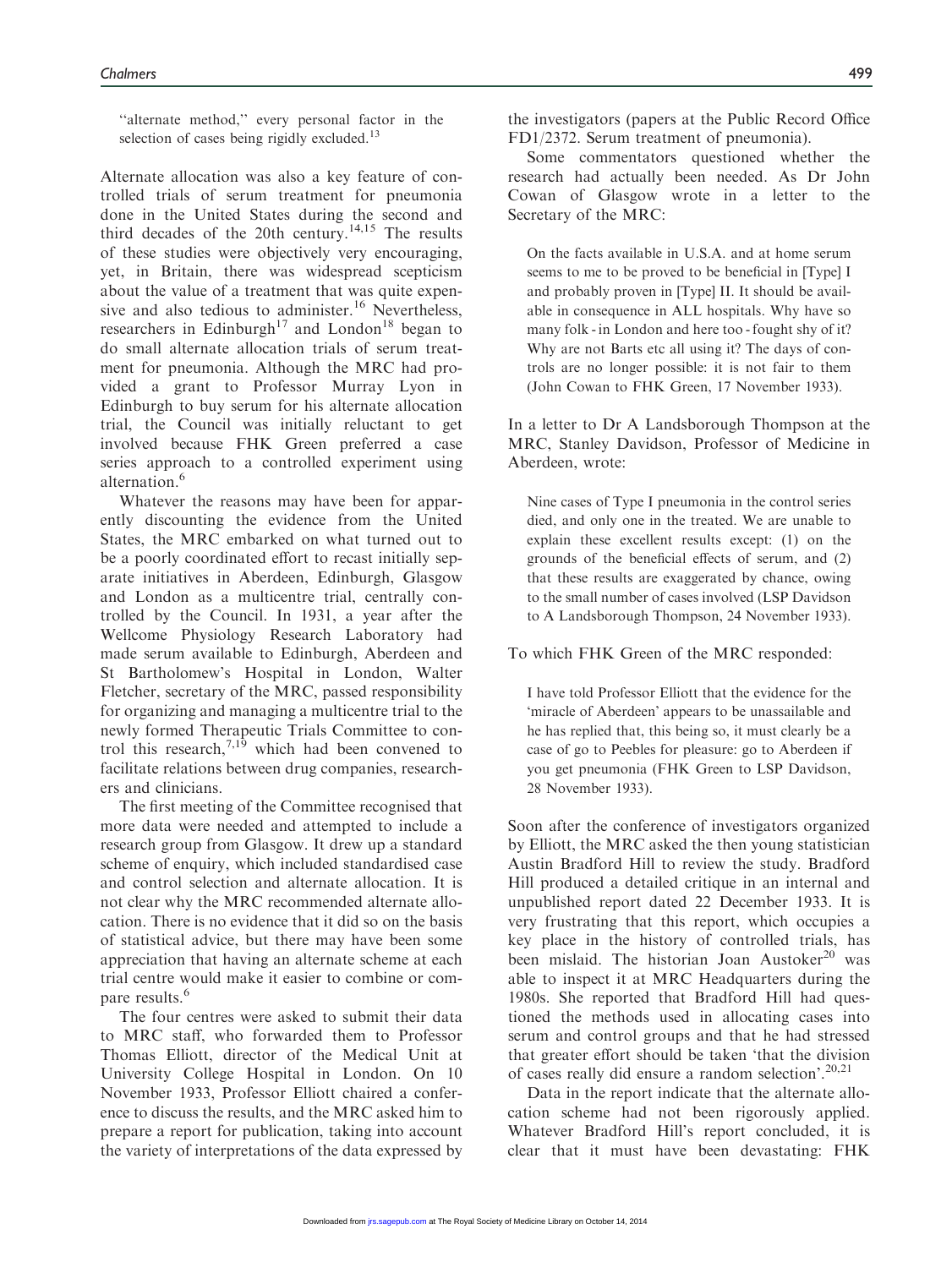"alternate method," every personal factor in the selection of cases being rigidly excluded.[13]

Alternate allocation was also a key feature of controlled trials of serum treatment for pneumonia done in the United States during the second and third decades of the 20th century.[14,15] The results of these studies were objectively very encouraging, yet, in Britain, there was widespread scepticism about the value of a treatment that was quite expensive and also tedious to administer.[16] Nevertheless, researchers in Edinburgh[17] and London[18] began to do small alternate allocation trials of serum treatment for pneumonia. Although the MRC had provided a grant to Professor Murray Lyon in Edinburgh to buy serum for his alternate allocation trial, the Council was initially reluctant to get involved because FHK Green preferred a case series approach to a controlled experiment using alternation.[6]

Whatever the reasons may have been for apparently discounting the evidence from the United States, the MRC embarked on what turned out to be a poorly coordinated effort to recast initially separate initiatives in Aberdeen, Edinburgh, Glasgow and London as a multicentre trial, centrally controlled by the Council. In 1931, a year after the Wellcome Physiology Research Laboratory had made serum available to Edinburgh, Aberdeen and St Bartholomew's Hospital in London, Walter Fletcher, secretary of the MRC, passed responsibility for organizing and managing a multicentre trial to the newly formed Therapeutic Trials Committee to control this research,[7,19] which had been convened to facilitate relations between drug companies, researchers and clinicians.

The first meeting of the Committee recognised that more data were needed and attempted to include a research group from Glasgow. It drew up a standard scheme of enquiry, which included standardised case and control selection and alternate allocation. It is not clear why the MRC recommended alternate allocation. There is no evidence that it did so on the basis of statistical advice, but there may have been some appreciation that having an alternate scheme at each trial centre would make it easier to combine or compare results.[6]

The four centres were asked to submit their data to MRC staff, who forwarded them to Professor Thomas Elliott, director of the Medical Unit at University College Hospital in London. On 10 November 1933, Professor Elliott chaired a conference to discuss the results, and the MRC asked him to prepare a report for publication, taking into account the variety of interpretations of the data expressed by the investigators (papers at the Public Record Office FD1/2372. Serum treatment of pneumonia).

Some commentators questioned whether the research had actually been needed. As Dr John Cowan of Glasgow wrote in a letter to the Secretary of the MRC:

> On the facts available in U.S.A. and at home serum seems to me to be proved to be beneficial in [Type] I and probably proven in [Type] II. It should be available in consequence in ALL hospitals. Why have so many folk - in London and here too - fought shy of it? Why are not Barts etc all using it? The days of controls are no longer possible: it is not fair to them (John Cowan to FHK Green, 17 November 1933).

In a letter to Dr A Landsborough Thompson at the MRC, Stanley Davidson, Professor of Medicine in Aberdeen, wrote:

> Nine cases of Type I pneumonia in the control series died, and only one in the treated. We are unable to explain these excellent results except: (1) on the grounds of the beneficial effects of serum, and (2) that these results are exaggerated by chance, owing to the small number of cases involved (LSP Davidson to A Landsborough Thompson, 24 November 1933).

To which FHK Green of the MRC responded:

> I have told Professor Elliott that the evidence for the 'miracle of Aberdeen' appears to be unassailable and he has replied that, this being so, it must clearly be a case of go to Peebles for pleasure: go to Aberdeen if you get pneumonia (FHK Green to LSP Davidson, 28 November 1933).

Soon after the conference of investigators organized by Elliott, the MRC asked the then young statistician Austin Bradford Hill to review the study. Bradford Hill produced a detailed critique in an internal and unpublished report dated 22 December 1933. It is very frustrating that this report, which occupies a key place in the history of controlled trials, has been mislaid. The historian Joan Austoker[20] was able to inspect it at MRC Headquarters during the 1980s. She reported that Bradford Hill had questioned the methods used in allocating cases into serum and control groups and that he had stressed that greater effort should be taken 'that the division of cases really did ensure a random selection'.[20,21]

Data in the report indicate that the alternate allocation scheme had not been rigorously applied. Whatever Bradford Hill's report concluded, it is clear that it must have been devastating: FHK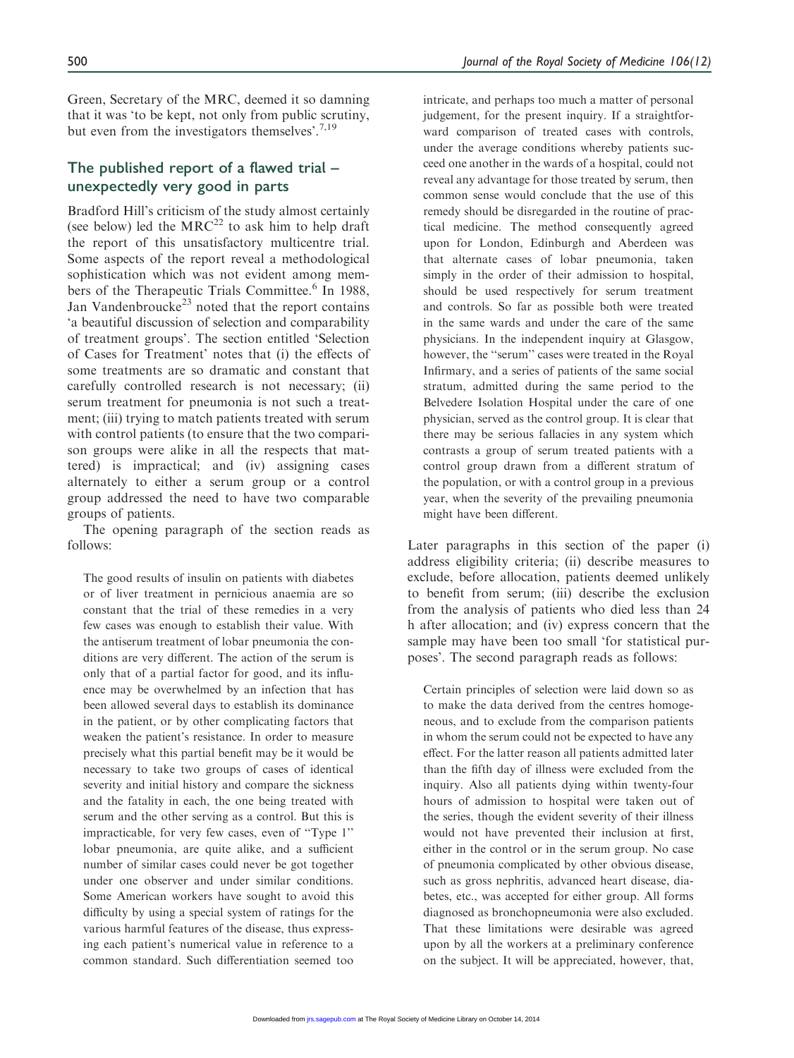Green, Secretary of the MRC, deemed it so damning that it was 'to be kept, not only from public scrutiny, but even from the investigators themselves'.[7,19]

## The published report of a flawed trial – unexpectedly very good in parts

Bradford Hill's criticism of the study almost certainly (see below) led the MRC[22] to ask him to help draft the report of this unsatisfactory multicentre trial. Some aspects of the report reveal a methodological sophistication which was not evident among members of the Therapeutic Trials Committee.[6] In 1988, Jan Vandenbroucke[23] noted that the report contains 'a beautiful discussion of selection and comparability of treatment groups'. The section entitled 'Selection of Cases for Treatment' notes that (i) the effects of some treatments are so dramatic and constant that carefully controlled research is not necessary; (ii) serum treatment for pneumonia is not such a treatment; (iii) trying to match patients treated with serum with control patients (to ensure that the two comparison groups were alike in all the respects that mattered) is impractical; and (iv) assigning cases alternately to either a serum group or a control group addressed the need to have two comparable groups of patients.

The opening paragraph of the section reads as follows:

> The good results of insulin on patients with diabetes or of liver treatment in pernicious anaemia are so constant that the trial of these remedies in a very few cases was enough to establish their value. With the antiserum treatment of lobar pneumonia the conditions are very different. The action of the serum is only that of a partial factor for good, and its influence may be overwhelmed by an infection that has been allowed several days to establish its dominance in the patient, or by other complicating factors that weaken the patient's resistance. In order to measure precisely what this partial benefit may be it would be necessary to take two groups of cases of identical severity and initial history and compare the sickness and the fatality in each, the one being treated with serum and the other serving as a control. But this is impracticable, for very few cases, even of "Type 1" lobar pneumonia, are quite alike, and a sufficient number of similar cases could never be got together under one observer and under similar conditions. Some American workers have sought to avoid this difficulty by using a special system of ratings for the various harmful features of the disease, thus expressing each patient's numerical value in reference to a common standard. Such differentiation seemed too intricate, and perhaps too much a matter of personal judgement, for the present inquiry. If a straightforward comparison of treated cases with controls, under the average conditions whereby patients succeed one another in the wards of a hospital, could not reveal any advantage for those treated by serum, then common sense would conclude that the use of this remedy should be disregarded in the routine of practical medicine. The method consequently agreed upon for London, Edinburgh and Aberdeen was that alternate cases of lobar pneumonia, taken simply in the order of their admission to hospital, should be used respectively for serum treatment and controls. So far as possible both were treated in the same wards and under the care of the same physicians. In the independent inquiry at Glasgow, however, the "serum" cases were treated in the Royal Infirmary, and a series of patients of the same social stratum, admitted during the same period to the Belvedere Isolation Hospital under the care of one physician, served as the control group. It is clear that there may be serious fallacies in any system which contrasts a group of serum treated patients with a control group drawn from a different stratum of the population, or with a control group in a previous year, when the severity of the prevailing pneumonia might have been different.

Later paragraphs in this section of the paper (i) address eligibility criteria; (ii) describe measures to exclude, before allocation, patients deemed unlikely to benefit from serum; (iii) describe the exclusion from the analysis of patients who died less than 24 h after allocation; and (iv) express concern that the sample may have been too small 'for statistical purposes'. The second paragraph reads as follows:

> Certain principles of selection were laid down so as to make the data derived from the centres homogeneous, and to exclude from the comparison patients in whom the serum could not be expected to have any effect. For the latter reason all patients admitted later than the fifth day of illness were excluded from the inquiry. Also all patients dying within twenty-four hours of admission to hospital were taken out of the series, though the evident severity of their illness would not have prevented their inclusion at first, either in the control or in the serum group. No case of pneumonia complicated by other obvious disease, such as gross nephritis, advanced heart disease, diabetes, etc., was accepted for either group. All forms diagnosed as bronchopneumonia were also excluded. That these limitations were desirable was agreed upon by all the workers at a preliminary conference on the subject. It will be appreciated, however, that,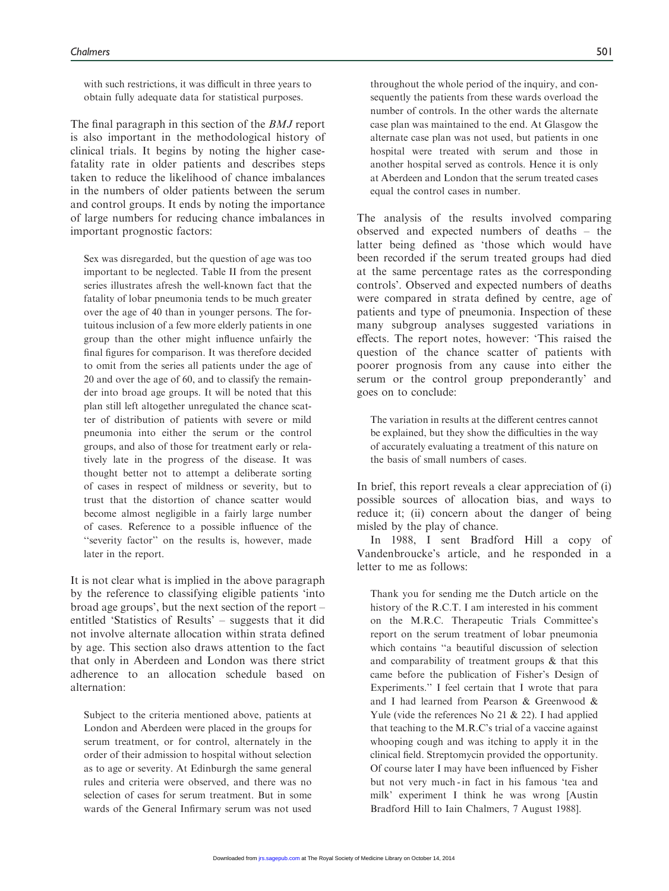with such restrictions, it was difficult in three years to obtain fully adequate data for statistical purposes.

The final paragraph in this section of the *BMJ* report is also important in the methodological history of clinical trials. It begins by noting the higher case-fatality rate in older patients and describes steps taken to reduce the likelihood of chance imbalances in the numbers of older patients between the serum and control groups. It ends by noting the importance of large numbers for reducing chance imbalances in important prognostic factors:

> Sex was disregarded, but the question of age was too important to be neglected. Table II from the present series illustrates afresh the well-known fact that the fatality of lobar pneumonia tends to be much greater over the age of 40 than in younger persons. The fortuitous inclusion of a few more elderly patients in one group than the other might influence unfairly the final figures for comparison. It was therefore decided to omit from the series all patients under the age of 20 and over the age of 60, and to classify the remainder into broad age groups. It will be noted that this plan still left altogether unregulated the chance scatter of distribution of patients with severe or mild pneumonia into either the serum or the control groups, and also of those for treatment early or relatively late in the progress of the disease. It was thought better not to attempt a deliberate sorting of cases in respect of mildness or severity, but to trust that the distortion of chance scatter would become almost negligible in a fairly large number of cases. Reference to a possible influence of the "severity factor" on the results is, however, made later in the report.

It is not clear what is implied in the above paragraph by the reference to classifying eligible patients 'into broad age groups', but the next section of the report – entitled 'Statistics of Results' – suggests that it did not involve alternate allocation within strata defined by age. This section also draws attention to the fact that only in Aberdeen and London was there strict adherence to an allocation schedule based on alternation:

> Subject to the criteria mentioned above, patients at London and Aberdeen were placed in the groups for serum treatment, or for control, alternately in the order of their admission to hospital without selection as to age or severity. At Edinburgh the same general rules and criteria were observed, and there was no selection of cases for serum treatment. But in some wards of the General Infirmary serum was not used throughout the whole period of the inquiry, and consequently the patients from these wards overload the number of controls. In the other wards the alternate case plan was maintained to the end. At Glasgow the alternate case plan was not used, but patients in one hospital were treated with serum and those in another hospital served as controls. Hence it is only at Aberdeen and London that the serum treated cases equal the control cases in number.

The analysis of the results involved comparing observed and expected numbers of deaths – the latter being defined as 'those which would have been recorded if the serum treated groups had died at the same percentage rates as the corresponding controls'. Observed and expected numbers of deaths were compared in strata defined by centre, age of patients and type of pneumonia. Inspection of these many subgroup analyses suggested variations in effects. The report notes, however: 'This raised the question of the chance scatter of patients with poorer prognosis from any cause into either the serum or the control group preponderantly' and goes on to conclude:

> The variation in results at the different centres cannot be explained, but they show the difficulties in the way of accurately evaluating a treatment of this nature on the basis of small numbers of cases.

In brief, this report reveals a clear appreciation of (i) possible sources of allocation bias, and ways to reduce it; (ii) concern about the danger of being misled by the play of chance.

In 1988, I sent Bradford Hill a copy of Vandenbroucke's article, and he responded in a letter to me as follows:

> Thank you for sending me the Dutch article on the history of the R.C.T. I am interested in his comment on the M.R.C. Therapeutic Trials Committee's report on the serum treatment of lobar pneumonia which contains "a beautiful discussion of selection and comparability of treatment groups & that this came before the publication of Fisher's Design of Experiments." I feel certain that I wrote that para and I had learned from Pearson & Greenwood & Yule (vide the references No 21 & 22). I had applied that teaching to the M.R.C.'s trial of a vaccine against whooping cough and was itching to apply it in the clinical field. Streptomycin provided the opportunity. Of course later I may have been influenced by Fisher but not very much - in fact in his famous 'tea and milk' experiment I think he was wrong [Austin Bradford Hill to Iain Chalmers, 7 August 1988].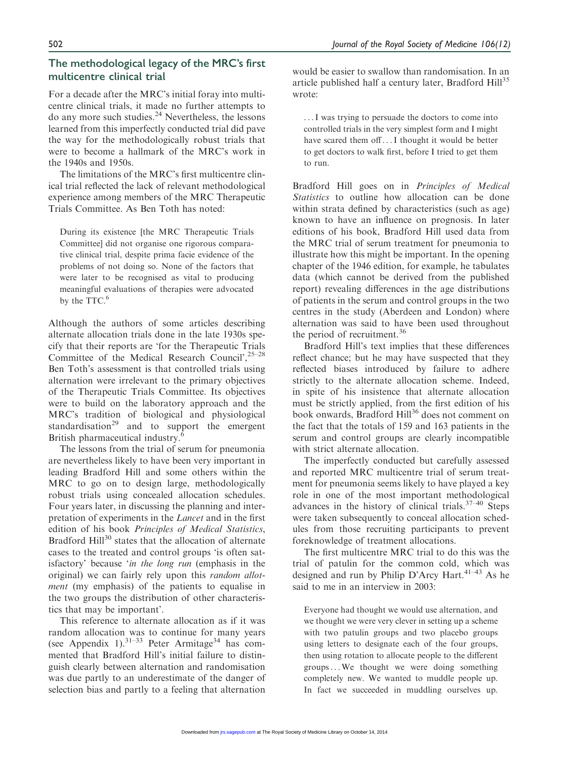## The methodological legacy of the MRC's first multicentre clinical trial

For a decade after the MRC's initial foray into multicentre clinical trials, it made no further attempts to do any more such studies.[24] Nevertheless, the lessons learned from this imperfectly conducted trial did pave the way for the methodologically robust trials that were to become a hallmark of the MRC's work in the 1940s and 1950s.

The limitations of the MRC's first multicentre clinical trial reflected the lack of relevant methodological experience among members of the MRC Therapeutic Trials Committee. As Ben Toth has noted:

> During its existence [the MRC Therapeutic Trials Committee] did not organise one rigorous comparative clinical trial, despite prima facie evidence of the problems of not doing so. None of the factors that were later to be recognised as vital to producing meaningful evaluations of therapies were advocated by the TTC.[6]

Although the authors of some articles describing alternate allocation trials done in the late 1930s specify that their reports are 'for the Therapeutic Trials Committee of the Medical Research Council',[25–28] Ben Toth's assessment is that controlled trials using alternation were irrelevant to the primary objectives of the Therapeutic Trials Committee. Its objectives were to build on the laboratory approach and the MRC's tradition of biological and physiological standardisation[29] and to support the emergent British pharmaceutical industry.[6]

The lessons from the trial of serum for pneumonia are nevertheless likely to have been very important in leading Bradford Hill and some others within the MRC to go on to design large, methodologically robust trials using concealed allocation schedules. Four years later, in discussing the planning and interpretation of experiments in the *Lancet* and in the first edition of his book *Principles of Medical Statistics*, Bradford Hill[30] states that the allocation of alternate cases to the treated and control groups 'is often satisfactory' because '*in the long run* (emphasis in the original) we can fairly rely upon this *random allotment* (my emphasis) of the patients to equalise in the two groups the distribution of other characteristics that may be important'.

This reference to alternate allocation as if it was random allocation was to continue for many years (see Appendix 1).[31–33] Peter Armitage[34] has commented that Bradford Hill's initial failure to distinguish clearly between alternation and randomisation was due partly to an underestimate of the danger of selection bias and partly to a feeling that alternation would be easier to swallow than randomisation. In an article published half a century later, Bradford Hill[35] wrote:

> ... I was trying to persuade the doctors to come into controlled trials in the very simplest form and I might have scared them off ... I thought it would be better to get doctors to walk first, before I tried to get them to run.

Bradford Hill goes on in *Principles of Medical Statistics* to outline how allocation can be done within strata defined by characteristics (such as age) known to have an influence on prognosis. In later editions of his book, Bradford Hill used data from the MRC trial of serum treatment for pneumonia to illustrate how this might be important. In the opening chapter of the 1946 edition, for example, he tabulates data (which cannot be derived from the published report) revealing differences in the age distributions of patients in the serum and control groups in the two centres in the study (Aberdeen and London) where alternation was said to have been used throughout the period of recruitment.[36]

Bradford Hill's text implies that these differences reflect chance; but he may have suspected that they reflected biases introduced by failure to adhere strictly to the alternate allocation scheme. Indeed, in spite of his insistence that alternate allocation must be strictly applied, from the first edition of his book onwards, Bradford Hill[36] does not comment on the fact that the totals of 159 and 163 patients in the serum and control groups are clearly incompatible with strict alternate allocation.

The imperfectly conducted but carefully assessed and reported MRC multicentre trial of serum treatment for pneumonia seems likely to have played a key role in one of the most important methodological advances in the history of clinical trials.[37–40] Steps were taken subsequently to conceal allocation schedules from those recruiting participants to prevent foreknowledge of treatment allocations.

The first multicentre MRC trial to do this was the trial of patulin for the common cold, which was designed and run by Philip D'Arcy Hart.[41–43] As he said to me in an interview in 2003:

> Everyone had thought we would use alternation, and we thought we were very clever in setting up a scheme with two patulin groups and two placebo groups using letters to designate each of the four groups, then using rotation to allocate people to the different groups ... We thought we were doing something completely new. We wanted to muddle people up. In fact we succeeded in muddling ourselves up.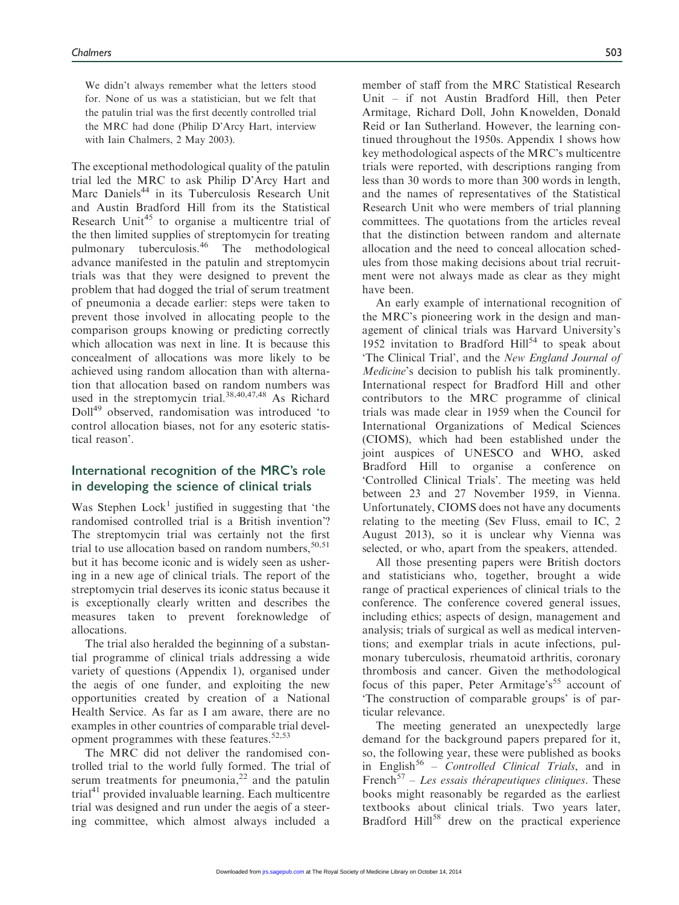> We didn't always remember what the letters stood for. None of us was a statistician, but we felt that the patulin trial was the first decently controlled trial the MRC had done (Philip D'Arcy Hart, interview with Iain Chalmers, 2 May 2003).

The exceptional methodological quality of the patulin trial led the MRC to ask Philip D'Arcy Hart and Marc Daniels[44] in its Tuberculosis Research Unit and Austin Bradford Hill from its the Statistical Research Unit[45] to organise a multicentre trial of the then limited supplies of streptomycin for treating pulmonary tuberculosis.[46] The methodological advance manifested in the patulin and streptomycin trials was that they were designed to prevent the problem that had dogged the trial of serum treatment of pneumonia a decade earlier: steps were taken to prevent those involved in allocating people to the comparison groups knowing or predicting correctly which allocation was next in line. It is because this concealment of allocations was more likely to be achieved using random allocation than with alternation that allocation based on random numbers was used in the streptomycin trial.[38,40,47,48] As Richard Doll[49] observed, randomisation was introduced 'to control allocation biases, not for any esoteric statistical reason'.

## International recognition of the MRC's role in developing the science of clinical trials

Was Stephen Lock[1] justified in suggesting that 'the randomised controlled trial is a British invention'? The streptomycin trial was certainly not the first trial to use allocation based on random numbers,[50,51] but it has become iconic and is widely seen as ushering in a new age of clinical trials. The report of the streptomycin trial deserves its iconic status because it is exceptionally clearly written and describes the measures taken to prevent foreknowledge of allocations.

The trial also heralded the beginning of a substantial programme of clinical trials addressing a wide variety of questions (Appendix 1), organised under the aegis of one funder, and exploiting the new opportunities created by creation of a National Health Service. As far as I am aware, there are no examples in other countries of comparable trial development programmes with these features.[52,53]

The MRC did not deliver the randomised controlled trial to the world fully formed. The trial of serum treatments for pneumonia,[22] and the patulin trial[41] provided invaluable learning. Each multicentre trial was designed and run under the aegis of a steering committee, which almost always included a member of staff from the MRC Statistical Research Unit – if not Austin Bradford Hill, then Peter Armitage, Richard Doll, John Knowelden, Donald Reid or Ian Sutherland. However, the learning continued throughout the 1950s. Appendix 1 shows how key methodological aspects of the MRC's multicentre trials were reported, with descriptions ranging from less than 30 words to more than 300 words in length, and the names of representatives of the Statistical Research Unit who were members of trial planning committees. The quotations from the articles reveal that the distinction between random and alternate allocation and the need to conceal allocation schedules from those making decisions about trial recruitment were not always made as clear as they might have been.

An early example of international recognition of the MRC's pioneering work in the design and management of clinical trials was Harvard University's 1952 invitation to Bradford Hill[54] to speak about 'The Clinical Trial', and the *New England Journal of Medicine*'s decision to publish his talk prominently. International respect for Bradford Hill and other contributors to the MRC programme of clinical trials was made clear in 1959 when the Council for International Organizations of Medical Sciences (CIOMS), which had been established under the joint auspices of UNESCO and WHO, asked Bradford Hill to organise a conference on 'Controlled Clinical Trials'. The meeting was held between 23 and 27 November 1959, in Vienna. Unfortunately, CIOMS does not have any documents relating to the meeting (Sev Fluss, email to IC, 2 August 2013), so it is unclear why Vienna was selected, or who, apart from the speakers, attended.

All those presenting papers were British doctors and statisticians who, together, brought a wide range of practical experiences of clinical trials to the conference. The conference covered general issues, including ethics; aspects of design, management and analysis; trials of surgical as well as medical interventions; and exemplar trials in acute infections, pulmonary tuberculosis, rheumatoid arthritis, coronary thrombosis and cancer. Given the methodological focus of this paper, Peter Armitage's[55] account of 'The construction of comparable groups' is of particular relevance.

The meeting generated an unexpectedly large demand for the background papers prepared for it, so, the following year, these were published as books in English[56] – *Controlled Clinical Trials*, and in French[57] – *Les essais thérapeutiques cliniques*. These books might reasonably be regarded as the earliest textbooks about clinical trials. Two years later, Bradford Hill[58] drew on the practical experience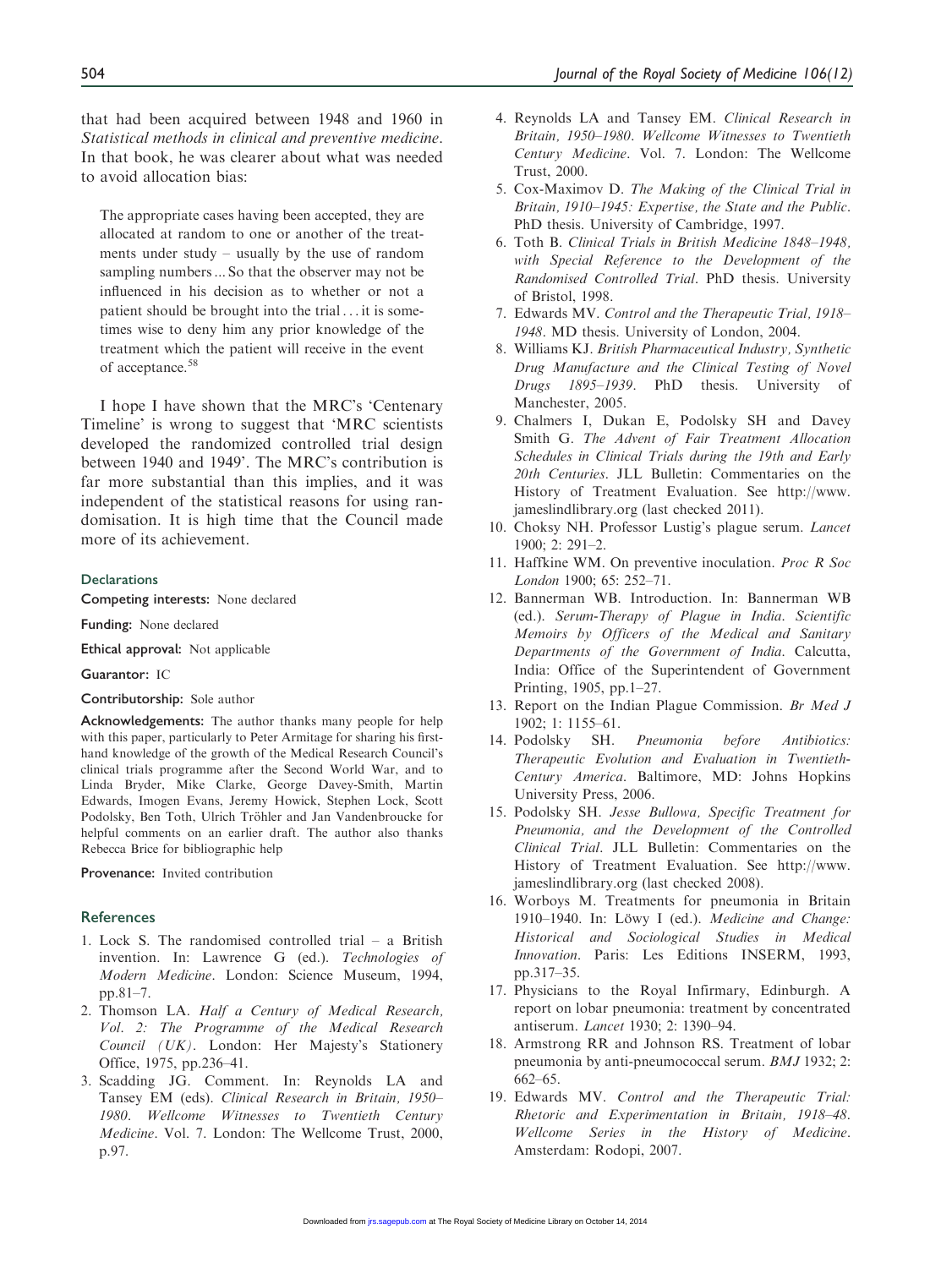that had been acquired between 1948 and 1960 in *Statistical methods in clinical and preventive medicine*. In that book, he was clearer about what was needed to avoid allocation bias:

> The appropriate cases having been accepted, they are allocated at random to one or another of the treatments under study – usually by the use of random sampling numbers ... So that the observer may not be influenced in his decision as to whether or not a patient should be brought into the trial ... it is sometimes wise to deny him any prior knowledge of the treatment which the patient will receive in the event of acceptance.[58]

I hope I have shown that the MRC's 'Centenary Timeline' is wrong to suggest that 'MRC scientists developed the randomized controlled trial design between 1940 and 1949'. The MRC's contribution is far more substantial than this implies, and it was independent of the statistical reasons for using randomisation. It is high time that the Council made more of its achievement.

## Declarations

**Competing interests:** None declared

**Funding:** None declared

**Ethical approval:** Not applicable

**Guarantor:** IC

**Contributorship:** Sole author

**Acknowledgements:** The author thanks many people for help with this paper, particularly to Peter Armitage for sharing his first-hand knowledge of the growth of the Medical Research Council's clinical trials programme after the Second World War, and to Linda Bryder, Mike Clarke, George Davey-Smith, Martin Edwards, Imogen Evans, Jeremy Howick, Stephen Lock, Scott Podolsky, Ben Toth, Ulrich Tröhler and Jan Vandenbroucke for helpful comments on an earlier draft. The author also thanks Rebecca Brice for bibliographic help

**Provenance:** Invited contribution

## References

1. Lock S. The randomised controlled trial – a British invention. In: Lawrence G (ed.). *Technologies of Modern Medicine*. London: Science Museum, 1994, pp.81–7.
2. Thomson LA. *Half a Century of Medical Research, Vol. 2: The Programme of the Medical Research Council (UK)*. London: Her Majesty's Stationery Office, 1975, pp.236–41.
3. Scadding JG. Comment. In: Reynolds LA and Tansey EM (eds). *Clinical Research in Britain, 1950–1980. Wellcome Witnesses to Twentieth Century Medicine*. Vol. 7. London: The Wellcome Trust, 2000, p.97.
4. Reynolds LA and Tansey EM. *Clinical Research in Britain, 1950–1980. Wellcome Witnesses to Twentieth Century Medicine*. Vol. 7. London: The Wellcome Trust, 2000.
5. Cox-Maximov D. *The Making of the Clinical Trial in Britain, 1910–1945: Expertise, the State and the Public*. PhD thesis. University of Cambridge, 1997.
6. Toth B. *Clinical Trials in British Medicine 1848–1948, with Special Reference to the Development of the Randomised Controlled Trial*. PhD thesis. University of Bristol, 1998.
7. Edwards MV. *Control and the Therapeutic Trial, 1918–1948*. MD thesis. University of London, 2004.
8. Williams KJ. *British Pharmaceutical Industry, Synthetic Drug Manufacture and the Clinical Testing of Novel Drugs 1895–1939*. PhD thesis. University of Manchester, 2005.
9. Chalmers I, Dukan E, Podolsky SH and Davey Smith G. *The Advent of Fair Treatment Allocation Schedules in Clinical Trials during the 19th and Early 20th Centuries*. JLL Bulletin: Commentaries on the History of Treatment Evaluation. See http://www.jameslindlibrary.org (last checked 2011).
10. Choksy NH. Professor Lustig's plague serum. *Lancet* 1900; 2: 291–2.
11. Haffkine WM. On preventive inoculation. *Proc R Soc London* 1900; 65: 252–71.
12. Bannerman WB. Introduction. In: Bannerman WB (ed.). *Serum-Therapy of Plague in India. Scientific Memoirs by Officers of the Medical and Sanitary Departments of the Government of India*. Calcutta, India: Office of the Superintendent of Government Printing, 1905, pp.1–27.
13. Report on the Indian Plague Commission. *Br Med J* 1902; 1: 1155–61.
14. Podolsky SH. *Pneumonia before Antibiotics: Therapeutic Evolution and Evaluation in Twentieth-Century America*. Baltimore, MD: Johns Hopkins University Press, 2006.
15. Podolsky SH. *Jesse Bullowa, Specific Treatment for Pneumonia, and the Development of the Controlled Clinical Trial*. JLL Bulletin: Commentaries on the History of Treatment Evaluation. See http://www.jameslindlibrary.org (last checked 2008).
16. Worboys M. Treatments for pneumonia in Britain 1910–1940. In: Löwy I (ed.). *Medicine and Change: Historical and Sociological Studies in Medical Innovation*. Paris: Les Editions INSERM, 1993, pp.317–35.
17. Physicians to the Royal Infirmary, Edinburgh. A report on lobar pneumonia: treatment by concentrated antiserum. *Lancet* 1930; 2: 1390–94.
18. Armstrong RR and Johnson RS. Treatment of lobar pneumonia by anti-pneumococcal serum. *BMJ* 1932; 2: 662–65.
19. Edwards MV. *Control and the Therapeutic Trial: Rhetoric and Experimentation in Britain, 1918–48. Wellcome Series in the History of Medicine*. Amsterdam: Rodopi, 2007.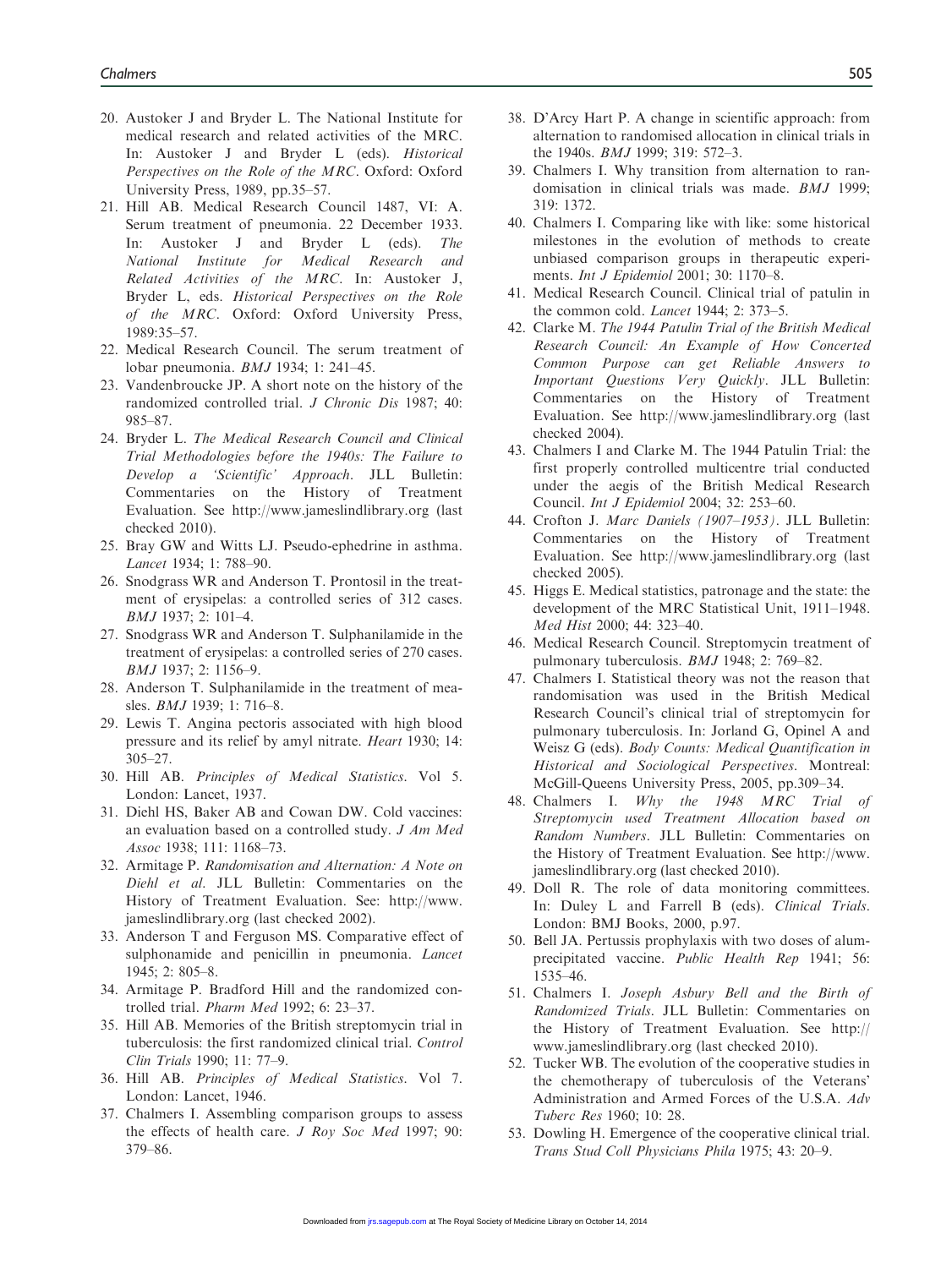20. Austoker J and Bryder L. The National Institute for medical research and related activities of the MRC. In: Austoker J and Bryder L (eds). *Historical Perspectives on the Role of the MRC*. Oxford: Oxford University Press, 1989, pp.35–57.
21. Hill AB. Medical Research Council 1487, VI: A. Serum treatment of pneumonia. 22 December 1933. In: Austoker J and Bryder L (eds). *The National Institute for Medical Research and Related Activities of the MRC*. In: Austoker J, Bryder L, eds. *Historical Perspectives on the Role of the MRC*. Oxford: Oxford University Press, 1989:35–57.
22. Medical Research Council. The serum treatment of lobar pneumonia. *BMJ* 1934; 1: 241–45.
23. Vandenbroucke JP. A short note on the history of the randomized controlled trial. *J Chronic Dis* 1987; 40: 985–87.
24. Bryder L. *The Medical Research Council and Clinical Trial Methodologies before the 1940s: The Failure to Develop a 'Scientific' Approach*. JLL Bulletin: Commentaries on the History of Treatment Evaluation. See http://www.jameslindlibrary.org (last checked 2010).
25. Bray GW and Witts LJ. Pseudo-ephedrine in asthma. *Lancet* 1934; 1: 788–90.
26. Snodgrass WR and Anderson T. Prontosil in the treatment of erysipelas: a controlled series of 312 cases. *BMJ* 1937; 2: 101–4.
27. Snodgrass WR and Anderson T. Sulphanilamide in the treatment of erysipelas: a controlled series of 270 cases. *BMJ* 1937; 2: 1156–9.
28. Anderson T. Sulphanilamide in the treatment of measles. *BMJ* 1939; 1: 716–8.
29. Lewis T. Angina pectoris associated with high blood pressure and its relief by amyl nitrate. *Heart* 1930; 14: 305–27.
30. Hill AB. *Principles of Medical Statistics*. Vol 5. London: Lancet, 1937.
31. Diehl HS, Baker AB and Cowan DW. Cold vaccines: an evaluation based on a controlled study. *J Am Med Assoc* 1938; 111: 1168–73.
32. Armitage P. *Randomisation and Alternation: A Note on Diehl et al.* JLL Bulletin: Commentaries on the History of Treatment Evaluation. See: http://www.jameslindlibrary.org (last checked 2002).
33. Anderson T and Ferguson MS. Comparative effect of sulphonamide and penicillin in pneumonia. *Lancet* 1945; 2: 805–8.
34. Armitage P. Bradford Hill and the randomized controlled trial. *Pharm Med* 1992; 6: 23–37.
35. Hill AB. Memories of the British streptomycin trial in tuberculosis: the first randomized clinical trial. *Control Clin Trials* 1990; 11: 77–9.
36. Hill AB. *Principles of Medical Statistics*. Vol 7. London: Lancet, 1946.
37. Chalmers I. Assembling comparison groups to assess the effects of health care. *J Roy Soc Med* 1997; 90: 379–86.
38. D'Arcy Hart P. A change in scientific approach: from alternation to randomised allocation in clinical trials in the 1940s. *BMJ* 1999; 319: 572–3.
39. Chalmers I. Why transition from alternation to randomisation in clinical trials was made. *BMJ* 1999; 319: 1372.
40. Chalmers I. Comparing like with like: some historical milestones in the evolution of methods to create unbiased comparison groups in therapeutic experiments. *Int J Epidemiol* 2001; 30: 1170–8.
41. Medical Research Council. Clinical trial of patulin in the common cold. *Lancet* 1944; 2: 373–5.
42. Clarke M. *The 1944 Patulin Trial of the British Medical Research Council: An Example of How Concerted Common Purpose can get Reliable Answers to Important Questions Very Quickly*. JLL Bulletin: Commentaries on the History of Treatment Evaluation. See http://www.jameslindlibrary.org (last checked 2004).
43. Chalmers I and Clarke M. The 1944 Patulin Trial: the first properly controlled multicentre trial conducted under the aegis of the British Medical Research Council. *Int J Epidemiol* 2004; 32: 253–60.
44. Crofton J. *Marc Daniels (1907–1953)*. JLL Bulletin: Commentaries on the History of Treatment Evaluation. See http://www.jameslindlibrary.org (last checked 2005).
45. Higgs E. Medical statistics, patronage and the state: the development of the MRC Statistical Unit, 1911–1948. *Med Hist* 2000; 44: 323–40.
46. Medical Research Council. Streptomycin treatment of pulmonary tuberculosis. *BMJ* 1948; 2: 769–82.
47. Chalmers I. Statistical theory was not the reason that randomisation was used in the British Medical Research Council's clinical trial of streptomycin for pulmonary tuberculosis. In: Jorland G, Opinel A and Weisz G (eds). *Body Counts: Medical Quantification in Historical and Sociological Perspectives*. Montreal: McGill-Queens University Press, 2005, pp.309–34.
48. Chalmers I. *Why the 1948 MRC Trial of Streptomycin used Treatment Allocation based on Random Numbers*. JLL Bulletin: Commentaries on the History of Treatment Evaluation. See http://www.jameslindlibrary.org (last checked 2010).
49. Doll R. The role of data monitoring committees. In: Duley L and Farrell B (eds). *Clinical Trials*. London: BMJ Books, 2000, p.97.
50. Bell JA. Pertussis prophylaxis with two doses of alum-precipitated vaccine. *Public Health Rep* 1941; 56: 1535–46.
51. Chalmers I. *Joseph Asbury Bell and the Birth of Randomized Trials*. JLL Bulletin: Commentaries on the History of Treatment Evaluation. See http://www.jameslindlibrary.org (last checked 2010).
52. Tucker WB. The evolution of the cooperative studies in the chemotherapy of tuberculosis of the Veterans' Administration and Armed Forces of the U.S.A. *Adv Tuberc Res* 1960; 10: 28.
53. Dowling H. Emergence of the cooperative clinical trial. *Trans Stud Coll Physicians Phila* 1975; 43: 20–9.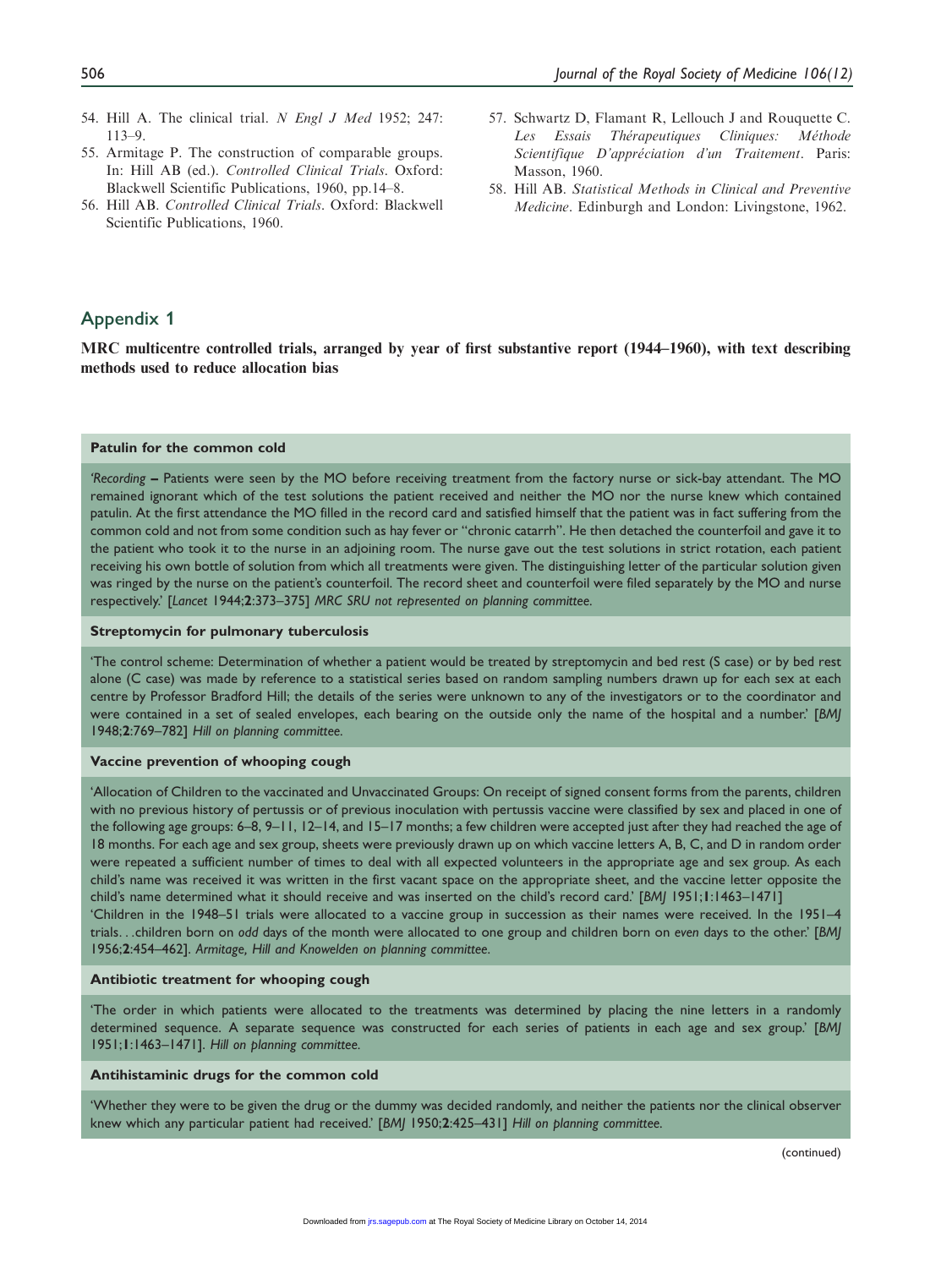54. Hill A. The clinical trial. *N Engl J Med* 1952; 247: 113–9.
55. Armitage P. The construction of comparable groups. In: Hill AB (ed.). *Controlled Clinical Trials*. Oxford: Blackwell Scientific Publications, 1960, pp.14–8.
56. Hill AB. *Controlled Clinical Trials*. Oxford: Blackwell Scientific Publications, 1960.
57. Schwartz D, Flamant R, Lellouch J and Rouquette C. *Les Essais Thérapeutiques Cliniques: Méthode Scientifique D'appréciation d'un Traitement*. Paris: Masson, 1960.
58. Hill AB. *Statistical Methods in Clinical and Preventive Medicine*. Edinburgh and London: Livingstone, 1962.

## Appendix 1

**MRC multicentre controlled trials, arranged by year of first substantive report (1944–1960), with text describing methods used to reduce allocation bias**

**Patulin for the common cold**

'*Recording* – Patients were seen by the MO before receiving treatment from the factory nurse or sick-bay attendant. The MO remained ignorant which of the test solutions the patient received and neither the MO nor the nurse knew which contained patulin. At the first attendance the MO filled in the record card and satisfied himself that the patient was in fact suffering from the common cold and not from some condition such as hay fever or "chronic catarrh". He then detached the counterfoil and gave it to the patient who took it to the nurse in an adjoining room. The nurse gave out the test solutions in strict rotation, each patient receiving his own bottle of solution from which all treatments were given. The distinguishing letter of the particular solution given was ringed by the nurse on the patient's counterfoil. The record sheet and counterfoil were filed separately by the MO and nurse respectively.' [*Lancet* 1944;**2**:373–375] *MRC SRU not represented on planning committee.*

**Streptomycin for pulmonary tuberculosis**

'The control scheme: Determination of whether a patient would be treated by streptomycin and bed rest (S case) or by bed rest alone (C case) was made by reference to a statistical series based on random sampling numbers drawn up for each sex at each centre by Professor Bradford Hill; the details of the series were unknown to any of the investigators or to the coordinator and were contained in a set of sealed envelopes, each bearing on the outside only the name of the hospital and a number.' [*BMJ* 1948;**2**:769–782] *Hill on planning committee.*

**Vaccine prevention of whooping cough**

'Allocation of Children to the vaccinated and Unvaccinated Groups: On receipt of signed consent forms from the parents, children with no previous history of pertussis or of previous inoculation with pertussis vaccine were classified by sex and placed in one of the following age groups: 6–8, 9–11, 12–14, and 15–17 months; a few children were accepted just after they had reached the age of 18 months. For each age and sex group, sheets were previously drawn up on which vaccine letters A, B, C, and D in random order were repeated a sufficient number of times to deal with all expected volunteers in the appropriate age and sex group. As each child's name was received it was written in the first vacant space on the appropriate sheet, and the vaccine letter opposite the child's name determined what it should receive and was inserted on the child's record card.' [*BMJ* 1951;**1**:1463–1471]

'Children in the 1948–51 trials were allocated to a vaccine group in succession as their names were received. In the 1951–4 trials…children born on *odd* days of the month were allocated to one group and children born on *even* days to the other.' [*BMJ* 1956;**2**:454–462]. *Armitage, Hill and Knowelden on planning committee.*

**Antibiotic treatment for whooping cough**

'The order in which patients were allocated to the treatments was determined by placing the nine letters in a randomly determined sequence. A separate sequence was constructed for each series of patients in each age and sex group.' [*BMJ* 1951;**1**:1463–1471]. *Hill on planning committee.*

**Antihistaminic drugs for the common cold**

'Whether they were to be given the drug or the dummy was decided randomly, and neither the patients nor the clinical observer knew which any particular patient had received.' [*BMJ* 1950;**2**:425–431] *Hill on planning committee.*

(continued)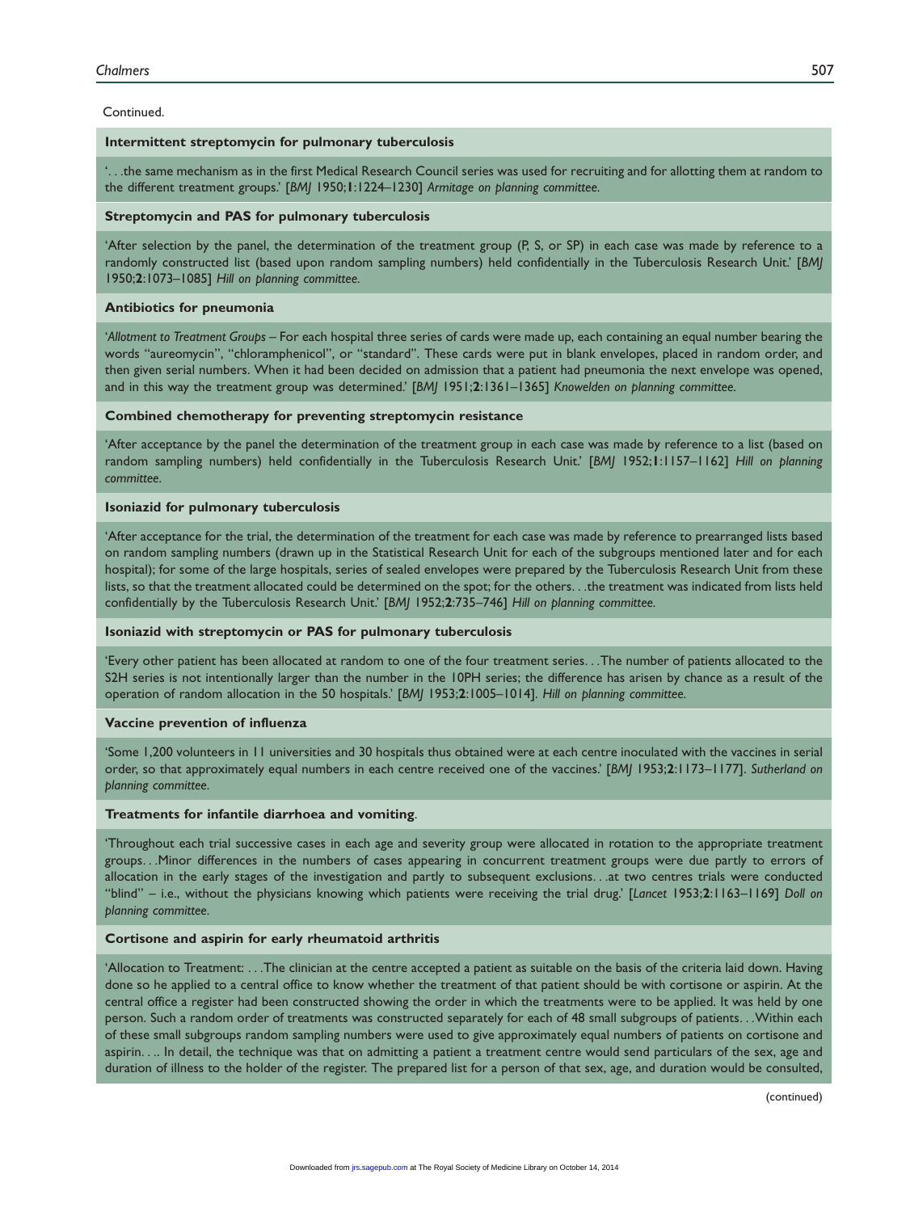Continued.

**Intermittent streptomycin for pulmonary tuberculosis**

'. . .the same mechanism as in the first Medical Research Council series was used for recruiting and for allotting them at random to the different treatment groups.' [*BMJ* 1950;**1**:1224–1230] *Armitage on planning committee.*

**Streptomycin and PAS for pulmonary tuberculosis**

'After selection by the panel, the determination of the treatment group (P, S, or SP) in each case was made by reference to a randomly constructed list (based upon random sampling numbers) held confidentially in the Tuberculosis Research Unit.' [*BMJ* 1950;**2**:1073–1085] *Hill on planning committee.*

**Antibiotics for pneumonia**

'*Allotment to Treatment Groups* – For each hospital three series of cards were made up, each containing an equal number bearing the words "aureomycin", "chloramphenicol", or "standard". These cards were put in blank envelopes, placed in random order, and then given serial numbers. When it had been decided on admission that a patient had pneumonia the next envelope was opened, and in this way the treatment group was determined.' [*BMJ* 1951;**2**:1361–1365] *Knowelden on planning committee.*

**Combined chemotherapy for preventing streptomycin resistance**

'After acceptance by the panel the determination of the treatment group in each case was made by reference to a list (based on random sampling numbers) held confidentially in the Tuberculosis Research Unit.' [*BMJ* 1952;**1**:1157–1162] *Hill on planning committee.*

**Isoniazid for pulmonary tuberculosis**

'After acceptance for the trial, the determination of the treatment for each case was made by reference to prearranged lists based on random sampling numbers (drawn up in the Statistical Research Unit for each of the subgroups mentioned later and for each hospital); for some of the large hospitals, series of sealed envelopes were prepared by the Tuberculosis Research Unit from these lists, so that the treatment allocated could be determined on the spot; for the others. . .the treatment was indicated from lists held confidentially by the Tuberculosis Research Unit.' [*BMJ* 1952;**2**:735–746] *Hill on planning committee.*

**Isoniazid with streptomycin or PAS for pulmonary tuberculosis**

'Every other patient has been allocated at random to one of the four treatment series. . .The number of patients allocated to the S2H series is not intentionally larger than the number in the 10PH series; the difference has arisen by chance as a result of the operation of random allocation in the 50 hospitals.' [*BMJ* 1953;**2**:1005–1014]. *Hill on planning committee.*

**Vaccine prevention of influenza**

'Some 1,200 volunteers in 11 universities and 30 hospitals thus obtained were at each centre inoculated with the vaccines in serial order, so that approximately equal numbers in each centre received one of the vaccines.' [*BMJ* 1953;**2**:1173–1177]. *Sutherland on planning committee.*

**Treatments for infantile diarrhoea and vomiting**.

'Throughout each trial successive cases in each age and severity group were allocated in rotation to the appropriate treatment groups. . .Minor differences in the numbers of cases appearing in concurrent treatment groups were due partly to errors of allocation in the early stages of the investigation and partly to subsequent exclusions. . .at two centres trials were conducted "blind" – i.e., without the physicians knowing which patients were receiving the trial drug.' [*Lancet* 1953;**2**:1163–1169] *Doll on planning committee.*

**Cortisone and aspirin for early rheumatoid arthritis**

'Allocation to Treatment: . . .The clinician at the centre accepted a patient as suitable on the basis of the criteria laid down. Having done so he applied to a central office to know whether the treatment of that patient should be with cortisone or aspirin. At the central office a register had been constructed showing the order in which the treatments were to be applied. It was held by one person. Such a random order of treatments was constructed separately for each of 48 small subgroups of patients. . .Within each of these small subgroups random sampling numbers were used to give approximately equal numbers of patients on cortisone and aspirin. . .. In detail, the technique was that on admitting a patient a treatment centre would send particulars of the sex, age and duration of illness to the holder of the register. The prepared list for a person of that sex, age, and duration would be consulted,

(continued)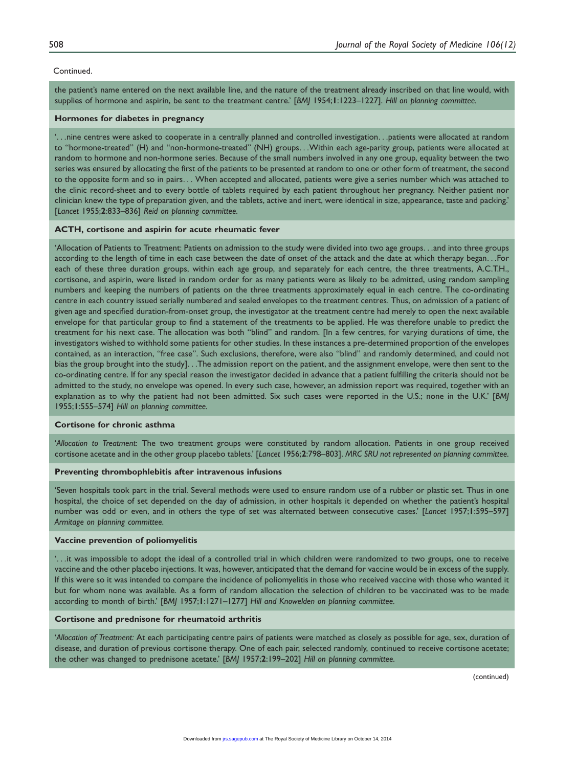Continued.

the patient's name entered on the next available line, and the nature of the treatment already inscribed on that line would, with supplies of hormone and aspirin, be sent to the treatment centre.' [*BMJ* 1954;**1**:1223–1227]. *Hill on planning committee.*

**Hormones for diabetes in pregnancy**

'. . .nine centres were asked to cooperate in a centrally planned and controlled investigation. . .patients were allocated at random to "hormone-treated" (H) and "non-hormone-treated" (NH) groups. . .Within each age-parity group, patients were allocated at random to hormone and non-hormone series. Because of the small numbers involved in any one group, equality between the two series was ensured by allocating the first of the patients to be presented at random to one or other form of treatment, the second to the opposite form and so in pairs. . . When accepted and allocated, patients were give a series number which was attached to the clinic record-sheet and to every bottle of tablets required by each patient throughout her pregnancy. Neither patient nor clinician knew the type of preparation given, and the tablets, active and inert, were identical in size, appearance, taste and packing.' [*Lancet* 1955;**2**:833–836] *Reid on planning committee.*

**ACTH, cortisone and aspirin for acute rheumatic fever**

'Allocation of Patients to Treatment: Patients on admission to the study were divided into two age groups. . .and into three groups according to the length of time in each case between the date of onset of the attack and the date at which therapy began. . .For each of these three duration groups, within each age group, and separately for each centre, the three treatments, A.C.T.H., cortisone, and aspirin, were listed in random order for as many patients were as likely to be admitted, using random sampling numbers and keeping the numbers of patients on the three treatments approximately equal in each centre. The co-ordinating centre in each country issued serially numbered and sealed envelopes to the treatment centres. Thus, on admission of a patient of given age and specified duration-from-onset group, the investigator at the treatment centre had merely to open the next available envelope for that particular group to find a statement of the treatments to be applied. He was therefore unable to predict the treatment for his next case. The allocation was both "blind" and random. [In a few centres, for varying durations of time, the investigators wished to withhold some patients for other studies. In these instances a pre-determined proportion of the envelopes contained, as an interaction, "free case". Such exclusions, therefore, were also "blind" and randomly determined, and could not bias the group brought into the study]. . .The admission report on the patient, and the assignment envelope, were then sent to the co-ordinating centre. If for any special reason the investigator decided in advance that a patient fulfilling the criteria should not be admitted to the study, no envelope was opened. In every such case, however, an admission report was required, together with an explanation as to why the patient had not been admitted. Six such cases were reported in the U.S.; none in the U.K.' [*BMJ* 1955;**1**:555–574] *Hill on planning committee.*

**Cortisone for chronic asthma**

'*Allocation to Treatment*: The two treatment groups were constituted by random allocation. Patients in one group received cortisone acetate and in the other group placebo tablets.' [*Lancet* 1956;**2**:798–803]. *MRC SRU not represented on planning committee.*

**Preventing thrombophlebitis after intravenous infusions**

'Seven hospitals took part in the trial. Several methods were used to ensure random use of a rubber or plastic set. Thus in one hospital, the choice of set depended on the day of admission, in other hospitals it depended on whether the patient's hospital number was odd or even, and in others the type of set was alternated between consecutive cases.' [*Lancet* 1957;**1**:595–597] *Armitage on planning committee.*

**Vaccine prevention of poliomyelitis**

'. . .it was impossible to adopt the ideal of a controlled trial in which children were randomized to two groups, one to receive vaccine and the other placebo injections. It was, however, anticipated that the demand for vaccine would be in excess of the supply. If this were so it was intended to compare the incidence of poliomyelitis in those who received vaccine with those who wanted it but for whom none was available. As a form of random allocation the selection of children to be vaccinated was to be made according to month of birth.' [*BMJ* 1957;**1**:1271–1277] *Hill and Knowelden on planning committee.*

**Cortisone and prednisone for rheumatoid arthritis**

'*Allocation of Treatment:* At each participating centre pairs of patients were matched as closely as possible for age, sex, duration of disease, and duration of previous cortisone therapy. One of each pair, selected randomly, continued to receive cortisone acetate; the other was changed to prednisone acetate.' [*BMJ* 1957;**2**:199–202] *Hill on planning committee.*

(continued)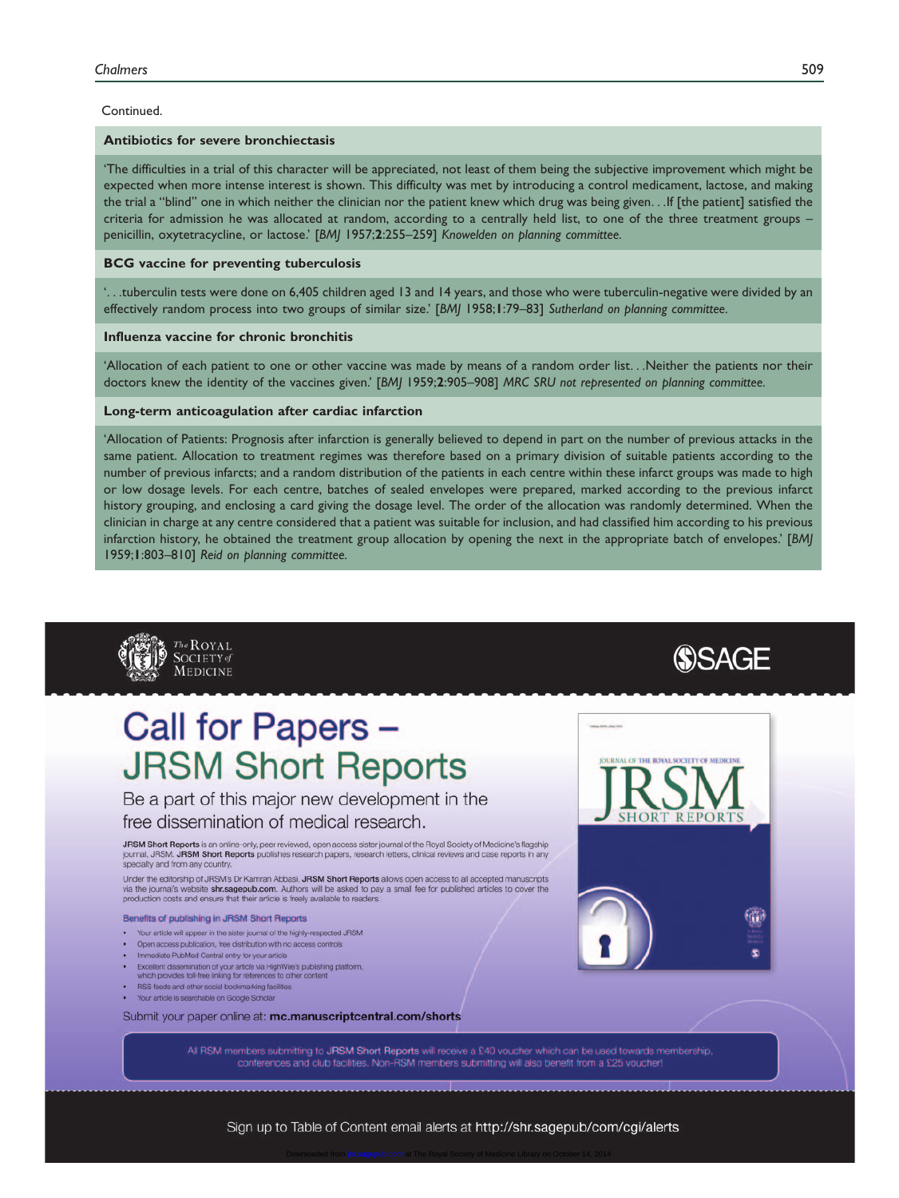Continued.

| |
|---|
| **Antibiotics for severe bronchiectasis** |
| 'The difficulties in a trial of this character will be appreciated, not least of them being the subjective improvement which might be expected when more intense interest is shown. This difficulty was met by introducing a control medicament, lactose, and making the trial a "blind" one in which neither the clinician nor the patient knew which drug was being given. . .If [the patient] satisfied the criteria for admission he was allocated at random, according to a centrally held list, to one of the three treatment groups – penicillin, oxytetracycline, or lactose.' [*BMJ* 1957;**2**:255–259] *Knowelden on planning committee.* |
| **BCG vaccine for preventing tuberculosis** |
| '. . .tuberculin tests were done on 6,405 children aged 13 and 14 years, and those who were tuberculin-negative were divided by an effectively random process into two groups of similar size.' [*BMJ* 1958;**1**:79–83] *Sutherland on planning committee.* |
| **Influenza vaccine for chronic bronchitis** |
| 'Allocation of each patient to one or other vaccine was made by means of a random order list. . .Neither the patients nor their doctors knew the identity of the vaccines given.' [*BMJ* 1959;**2**:905–908] *MRC SRU not represented on planning committee.* |
| **Long-term anticoagulation after cardiac infarction** |
| 'Allocation of Patients: Prognosis after infarction is generally believed to depend in part on the number of previous attacks in the same patient. Allocation to treatment regimes was therefore based on a primary division of suitable patients according to the number of previous infarcts; and a random distribution of the patients in each centre within these infarct groups was made to high or low dosage levels. For each centre, batches of sealed envelopes were prepared, marked according to the previous infarct history grouping, and enclosing a card giving the dosage level. The order of the allocation was randomly determined. When the clinician in charge at any centre considered that a patient was suitable for inclusion, and had classified him according to his previous infarction history, he obtained the treatment group allocation by opening the next in the appropriate batch of envelopes.' [*BMJ* 1959;**1**:803–810] *Reid on planning committee.* |

The Royal Society of Medicine

SAGE

# Call for Papers – JRSM Short Reports

Be a part of this major new development in the free dissemination of medical research.

**JRSM Short Reports** is an online-only, peer reviewed, open access sister journal of the Royal Society of Medicine's flagship journal, JRSM. **JRSM Short Reports** publishes research papers, research letters, clinical reviews and case reports in any specialty and from any country.

Under the editorship of JRSM's Dr Kamran Abbasi, **JRSM Short Reports** allows open access to all accepted manuscripts via the journal's website **shr.sagepub.com**. Authors will be asked to pay a small fee for published articles to cover the production costs and ensure that their article is freely available to readers.

### Benefits of publishing in JRSM Short Reports

- Your article will appear in the sister journal of the highly-respected JRSM
- Open access publication, free distribution with no access controls
- Immediate PubMed Central entry for your article
- Excellent dissemination of your article via HighWire's publishing platform, which provides toll-free linking for references to other content
- RSS feeds and other social bookmarking facilities
- Your article is searchable on Google Scholar

Submit your paper online at: **mc.manuscriptcentral.com/shorts**

All RSM members submitting to **JRSM Short Reports** will receive a £40 voucher which can be used towards membership, conferences and club facilities. Non-RSM members submitting will also benefit from a £25 voucher!

Sign up to Table of Content email alerts at http://shr.sagepub.com/cgi/alerts